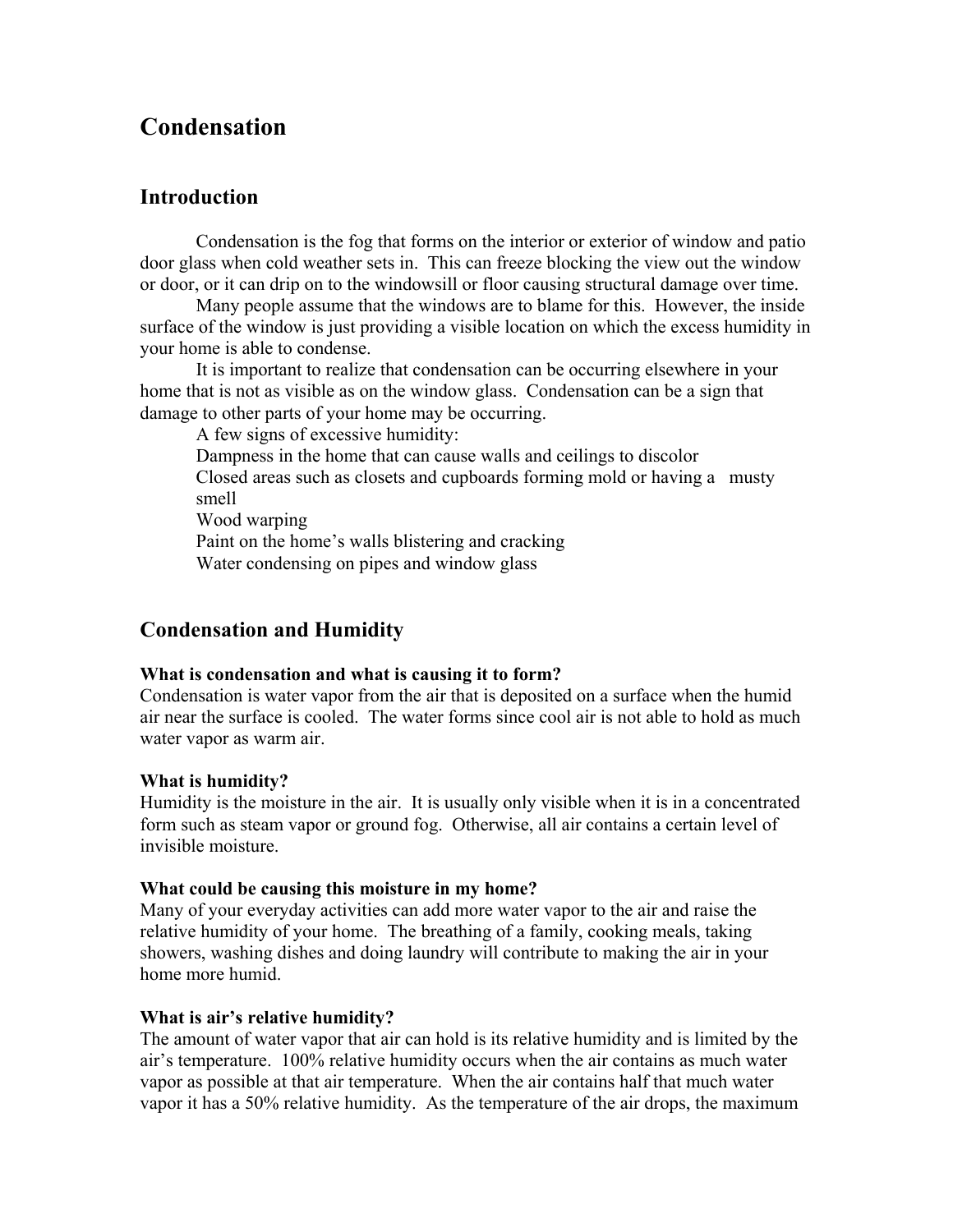# Condensation

## Introduction

Condensation is the fog that forms on the interior or exterior of window and patio door glass when cold weather sets in. This can freeze blocking the view out the window or door, or it can drip on to the windowsill or floor causing structural damage over time.

Many people assume that the windows are to blame for this. However, the inside surface of the window is just providing a visible location on which the excess humidity in your home is able to condense.

It is important to realize that condensation can be occurring elsewhere in your home that is not as visible as on the window glass. Condensation can be a sign that damage to other parts of your home may be occurring.

A few signs of excessive humidity:

Dampness in the home that can cause walls and ceilings to discolor
Closed areas such as closets and cupboards forming mold or having a musty smell
Wood warping
Paint on the home's walls blistering and cracking
Water condensing on pipes and window glass

## Condensation and Humidity

**What is condensation and what is causing it to form?**
Condensation is water vapor from the air that is deposited on a surface when the humid air near the surface is cooled. The water forms since cool air is not able to hold as much water vapor as warm air.

**What is humidity?**
Humidity is the moisture in the air. It is usually only visible when it is in a concentrated form such as steam vapor or ground fog. Otherwise, all air contains a certain level of invisible moisture.

**What could be causing this moisture in my home?**
Many of your everyday activities can add more water vapor to the air and raise the relative humidity of your home. The breathing of a family, cooking meals, taking showers, washing dishes and doing laundry will contribute to making the air in your home more humid.

**What is air's relative humidity?**
The amount of water vapor that air can hold is its relative humidity and is limited by the air's temperature. 100% relative humidity occurs when the air contains as much water vapor as possible at that air temperature. When the air contains half that much water vapor it has a 50% relative humidity. As the temperature of the air drops, the maximum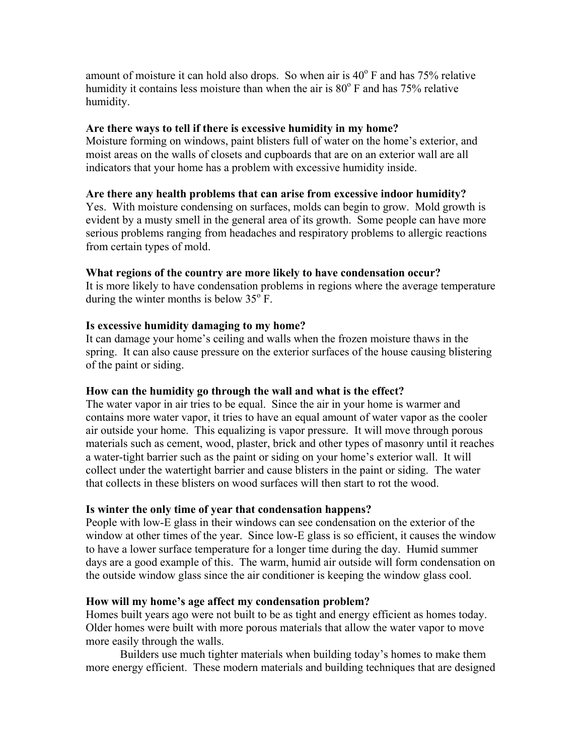amount of moisture it can hold also drops. So when air is 40° F and has 75% relative humidity it contains less moisture than when the air is 80° F and has 75% relative humidity.

**Are there ways to tell if there is excessive humidity in my home?**

Moisture forming on windows, paint blisters full of water on the home's exterior, and moist areas on the walls of closets and cupboards that are on an exterior wall are all indicators that your home has a problem with excessive humidity inside.

**Are there any health problems that can arise from excessive indoor humidity?**

Yes. With moisture condensing on surfaces, molds can begin to grow. Mold growth is evident by a musty smell in the general area of its growth. Some people can have more serious problems ranging from headaches and respiratory problems to allergic reactions from certain types of mold.

**What regions of the country are more likely to have condensation occur?**

It is more likely to have condensation problems in regions where the average temperature during the winter months is below 35° F.

**Is excessive humidity damaging to my home?**

It can damage your home's ceiling and walls when the frozen moisture thaws in the spring. It can also cause pressure on the exterior surfaces of the house causing blistering of the paint or siding.

**How can the humidity go through the wall and what is the effect?**

The water vapor in air tries to be equal. Since the air in your home is warmer and contains more water vapor, it tries to have an equal amount of water vapor as the cooler air outside your home. This equalizing is vapor pressure. It will move through porous materials such as cement, wood, plaster, brick and other types of masonry until it reaches a water-tight barrier such as the paint or siding on your home's exterior wall. It will collect under the watertight barrier and cause blisters in the paint or siding. The water that collects in these blisters on wood surfaces will then start to rot the wood.

**Is winter the only time of year that condensation happens?**

People with low-E glass in their windows can see condensation on the exterior of the window at other times of the year. Since low-E glass is so efficient, it causes the window to have a lower surface temperature for a longer time during the day. Humid summer days are a good example of this. The warm, humid air outside will form condensation on the outside window glass since the air conditioner is keeping the window glass cool.

**How will my home's age affect my condensation problem?**

Homes built years ago were not built to be as tight and energy efficient as homes today. Older homes were built with more porous materials that allow the water vapor to move more easily through the walls.

Builders use much tighter materials when building today's homes to make them more energy efficient. These modern materials and building techniques that are designed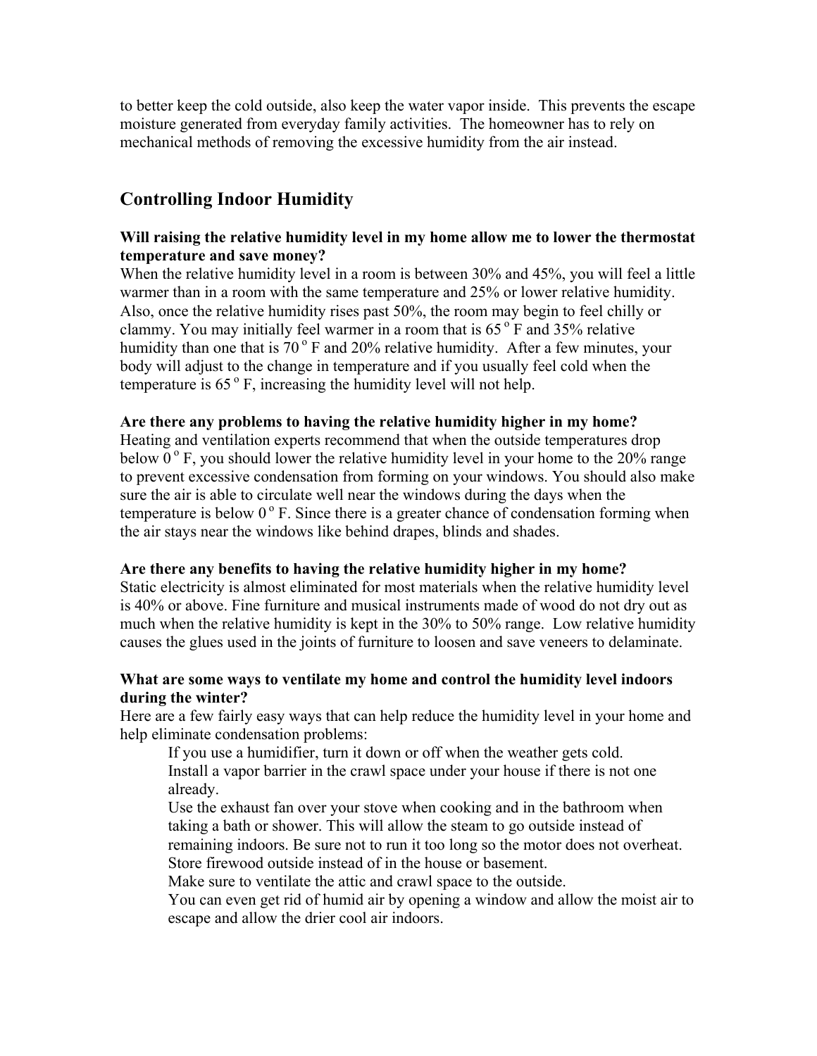to better keep the cold outside, also keep the water vapor inside. This prevents the escape moisture generated from everyday family activities. The homeowner has to rely on mechanical methods of removing the excessive humidity from the air instead.

## Controlling Indoor Humidity

**Will raising the relative humidity level in my home allow me to lower the thermostat temperature and save money?**

When the relative humidity level in a room is between 30% and 45%, you will feel a little warmer than in a room with the same temperature and 25% or lower relative humidity. Also, once the relative humidity rises past 50%, the room may begin to feel chilly or clammy. You may initially feel warmer in a room that is 65 $^{o}$ F and 35% relative humidity than one that is 70 $^{o}$ F and 20% relative humidity. After a few minutes, your body will adjust to the change in temperature and if you usually feel cold when the temperature is 65 $^{o}$ F, increasing the humidity level will not help.

**Are there any problems to having the relative humidity higher in my home?**

Heating and ventilation experts recommend that when the outside temperatures drop below 0 $^{o}$ F, you should lower the relative humidity level in your home to the 20% range to prevent excessive condensation from forming on your windows. You should also make sure the air is able to circulate well near the windows during the days when the temperature is below 0 $^{o}$ F. Since there is a greater chance of condensation forming when the air stays near the windows like behind drapes, blinds and shades.

**Are there any benefits to having the relative humidity higher in my home?**

Static electricity is almost eliminated for most materials when the relative humidity level is 40% or above. Fine furniture and musical instruments made of wood do not dry out as much when the relative humidity is kept in the 30% to 50% range. Low relative humidity causes the glues used in the joints of furniture to loosen and save veneers to delaminate.

**What are some ways to ventilate my home and control the humidity level indoors during the winter?**

Here are a few fairly easy ways that can help reduce the humidity level in your home and help eliminate condensation problems:

- If you use a humidifier, turn it down or off when the weather gets cold.
- Install a vapor barrier in the crawl space under your house if there is not one already.
- Use the exhaust fan over your stove when cooking and in the bathroom when taking a bath or shower. This will allow the steam to go outside instead of remaining indoors. Be sure not to run it too long so the motor does not overheat.
- Store firewood outside instead of in the house or basement.
- Make sure to ventilate the attic and crawl space to the outside.
- You can even get rid of humid air by opening a window and allow the moist air to escape and allow the drier cool air indoors.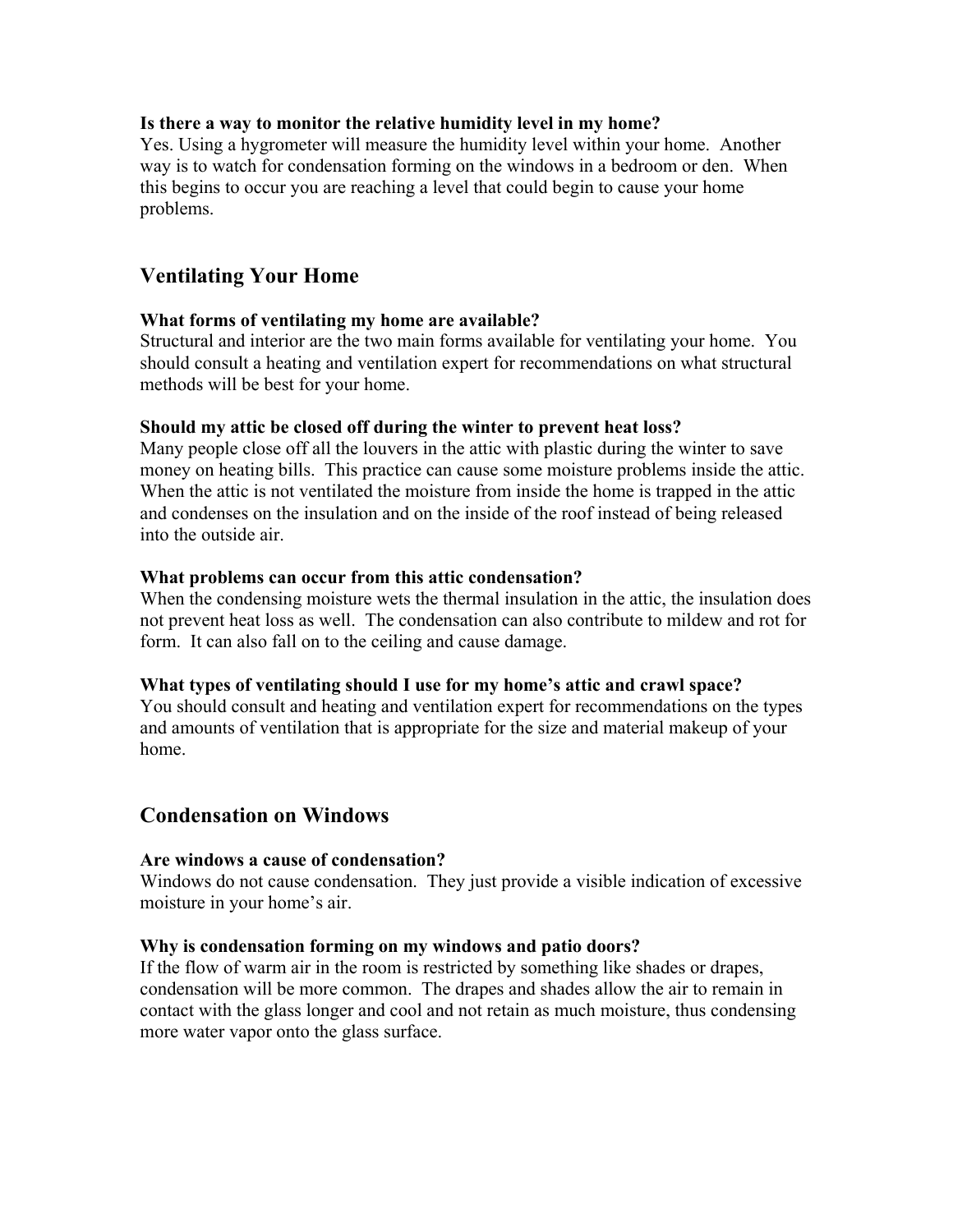**Is there a way to monitor the relative humidity level in my home?**

Yes. Using a hygrometer will measure the humidity level within your home. Another way is to watch for condensation forming on the windows in a bedroom or den. When this begins to occur you are reaching a level that could begin to cause your home problems.

## Ventilating Your Home

**What forms of ventilating my home are available?**

Structural and interior are the two main forms available for ventilating your home. You should consult a heating and ventilation expert for recommendations on what structural methods will be best for your home.

**Should my attic be closed off during the winter to prevent heat loss?**

Many people close off all the louvers in the attic with plastic during the winter to save money on heating bills. This practice can cause some moisture problems inside the attic. When the attic is not ventilated the moisture from inside the home is trapped in the attic and condenses on the insulation and on the inside of the roof instead of being released into the outside air.

**What problems can occur from this attic condensation?**

When the condensing moisture wets the thermal insulation in the attic, the insulation does not prevent heat loss as well. The condensation can also contribute to mildew and rot for form. It can also fall on to the ceiling and cause damage.

**What types of ventilating should I use for my home's attic and crawl space?**

You should consult and heating and ventilation expert for recommendations on the types and amounts of ventilation that is appropriate for the size and material makeup of your home.

## Condensation on Windows

**Are windows a cause of condensation?**

Windows do not cause condensation. They just provide a visible indication of excessive moisture in your home's air.

**Why is condensation forming on my windows and patio doors?**

If the flow of warm air in the room is restricted by something like shades or drapes, condensation will be more common. The drapes and shades allow the air to remain in contact with the glass longer and cool and not retain as much moisture, thus condensing more water vapor onto the glass surface.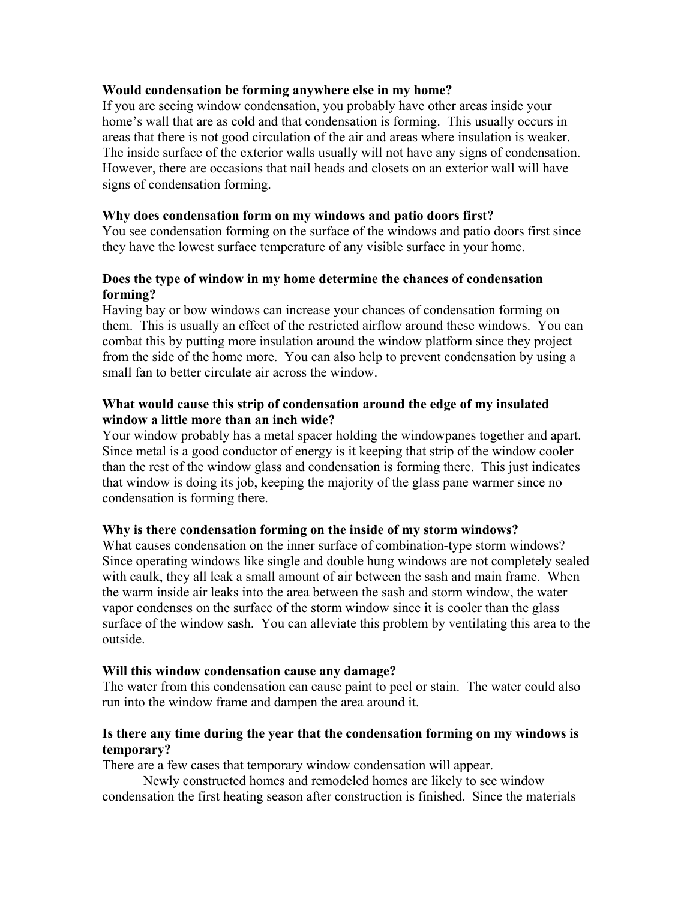**Would condensation be forming anywhere else in my home?**

If you are seeing window condensation, you probably have other areas inside your home's wall that are as cold and that condensation is forming. This usually occurs in areas that there is not good circulation of the air and areas where insulation is weaker. The inside surface of the exterior walls usually will not have any signs of condensation. However, there are occasions that nail heads and closets on an exterior wall will have signs of condensation forming.

**Why does condensation form on my windows and patio doors first?**

You see condensation forming on the surface of the windows and patio doors first since they have the lowest surface temperature of any visible surface in your home.

**Does the type of window in my home determine the chances of condensation forming?**

Having bay or bow windows can increase your chances of condensation forming on them. This is usually an effect of the restricted airflow around these windows. You can combat this by putting more insulation around the window platform since they project from the side of the home more. You can also help to prevent condensation by using a small fan to better circulate air across the window.

**What would cause this strip of condensation around the edge of my insulated window a little more than an inch wide?**

Your window probably has a metal spacer holding the windowpanes together and apart. Since metal is a good conductor of energy is it keeping that strip of the window cooler than the rest of the window glass and condensation is forming there. This just indicates that window is doing its job, keeping the majority of the glass pane warmer since no condensation is forming there.

**Why is there condensation forming on the inside of my storm windows?**

What causes condensation on the inner surface of combination-type storm windows? Since operating windows like single and double hung windows are not completely sealed with caulk, they all leak a small amount of air between the sash and main frame. When the warm inside air leaks into the area between the sash and storm window, the water vapor condenses on the surface of the storm window since it is cooler than the glass surface of the window sash. You can alleviate this problem by ventilating this area to the outside.

**Will this window condensation cause any damage?**

The water from this condensation can cause paint to peel or stain. The water could also run into the window frame and dampen the area around it.

**Is there any time during the year that the condensation forming on my windows is temporary?**

There are a few cases that temporary window condensation will appear.

Newly constructed homes and remodeled homes are likely to see window condensation the first heating season after construction is finished. Since the materials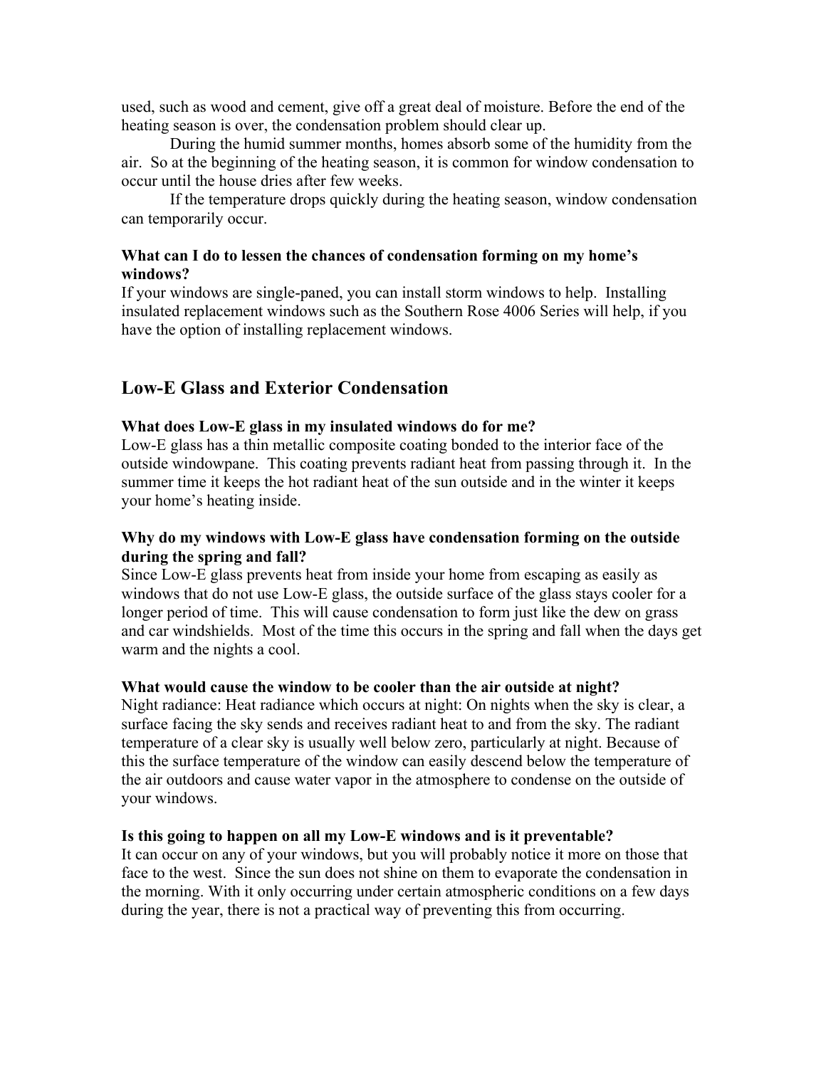used, such as wood and cement, give off a great deal of moisture. Before the end of the heating season is over, the condensation problem should clear up.

During the humid summer months, homes absorb some of the humidity from the air. So at the beginning of the heating season, it is common for window condensation to occur until the house dries after few weeks.

If the temperature drops quickly during the heating season, window condensation can temporarily occur.

**What can I do to lessen the chances of condensation forming on my home's windows?**

If your windows are single-paned, you can install storm windows to help. Installing insulated replacement windows such as the Southern Rose 4006 Series will help, if you have the option of installing replacement windows.

## Low-E Glass and Exterior Condensation

**What does Low-E glass in my insulated windows do for me?**

Low-E glass has a thin metallic composite coating bonded to the interior face of the outside windowpane. This coating prevents radiant heat from passing through it. In the summer time it keeps the hot radiant heat of the sun outside and in the winter it keeps your home's heating inside.

**Why do my windows with Low-E glass have condensation forming on the outside during the spring and fall?**

Since Low-E glass prevents heat from inside your home from escaping as easily as windows that do not use Low-E glass, the outside surface of the glass stays cooler for a longer period of time. This will cause condensation to form just like the dew on grass and car windshields. Most of the time this occurs in the spring and fall when the days get warm and the nights a cool.

**What would cause the window to be cooler than the air outside at night?**

Night radiance: Heat radiance which occurs at night: On nights when the sky is clear, a surface facing the sky sends and receives radiant heat to and from the sky. The radiant temperature of a clear sky is usually well below zero, particularly at night. Because of this the surface temperature of the window can easily descend below the temperature of the air outdoors and cause water vapor in the atmosphere to condense on the outside of your windows.

**Is this going to happen on all my Low-E windows and is it preventable?**

It can occur on any of your windows, but you will probably notice it more on those that face to the west. Since the sun does not shine on them to evaporate the condensation in the morning. With it only occurring under certain atmospheric conditions on a few days during the year, there is not a practical way of preventing this from occurring.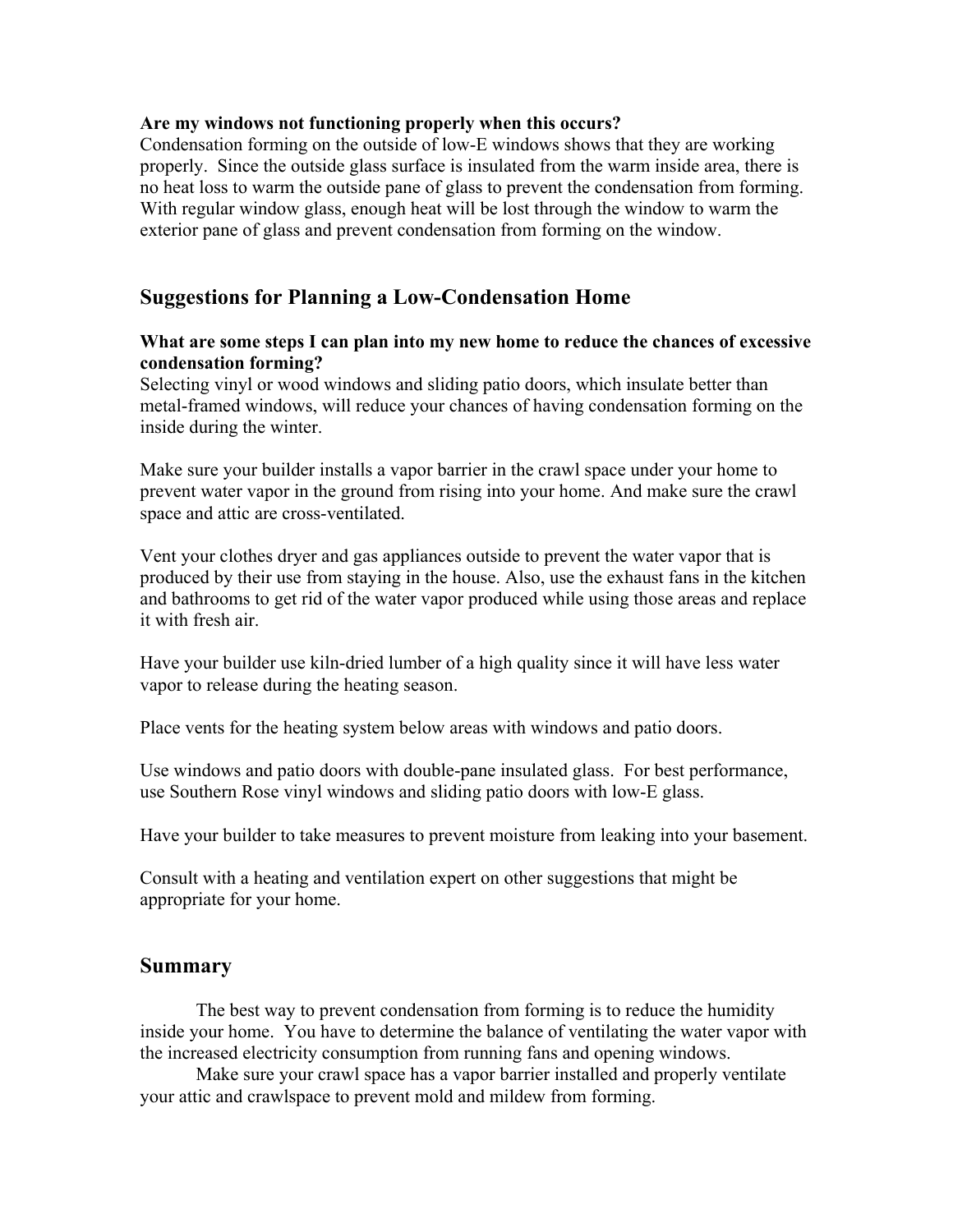**Are my windows not functioning properly when this occurs?**
Condensation forming on the outside of low-E windows shows that they are working properly. Since the outside glass surface is insulated from the warm inside area, there is no heat loss to warm the outside pane of glass to prevent the condensation from forming. With regular window glass, enough heat will be lost through the window to warm the exterior pane of glass and prevent condensation from forming on the window.

## Suggestions for Planning a Low-Condensation Home

**What are some steps I can plan into my new home to reduce the chances of excessive condensation forming?**
Selecting vinyl or wood windows and sliding patio doors, which insulate better than metal-framed windows, will reduce your chances of having condensation forming on the inside during the winter.

Make sure your builder installs a vapor barrier in the crawl space under your home to prevent water vapor in the ground from rising into your home. And make sure the crawl space and attic are cross-ventilated.

Vent your clothes dryer and gas appliances outside to prevent the water vapor that is produced by their use from staying in the house. Also, use the exhaust fans in the kitchen and bathrooms to get rid of the water vapor produced while using those areas and replace it with fresh air.

Have your builder use kiln-dried lumber of a high quality since it will have less water vapor to release during the heating season.

Place vents for the heating system below areas with windows and patio doors.

Use windows and patio doors with double-pane insulated glass. For best performance, use Southern Rose vinyl windows and sliding patio doors with low-E glass.

Have your builder to take measures to prevent moisture from leaking into your basement.

Consult with a heating and ventilation expert on other suggestions that might be appropriate for your home.

## Summary

The best way to prevent condensation from forming is to reduce the humidity inside your home. You have to determine the balance of ventilating the water vapor with the increased electricity consumption from running fans and opening windows.

Make sure your crawl space has a vapor barrier installed and properly ventilate your attic and crawlspace to prevent mold and mildew from forming.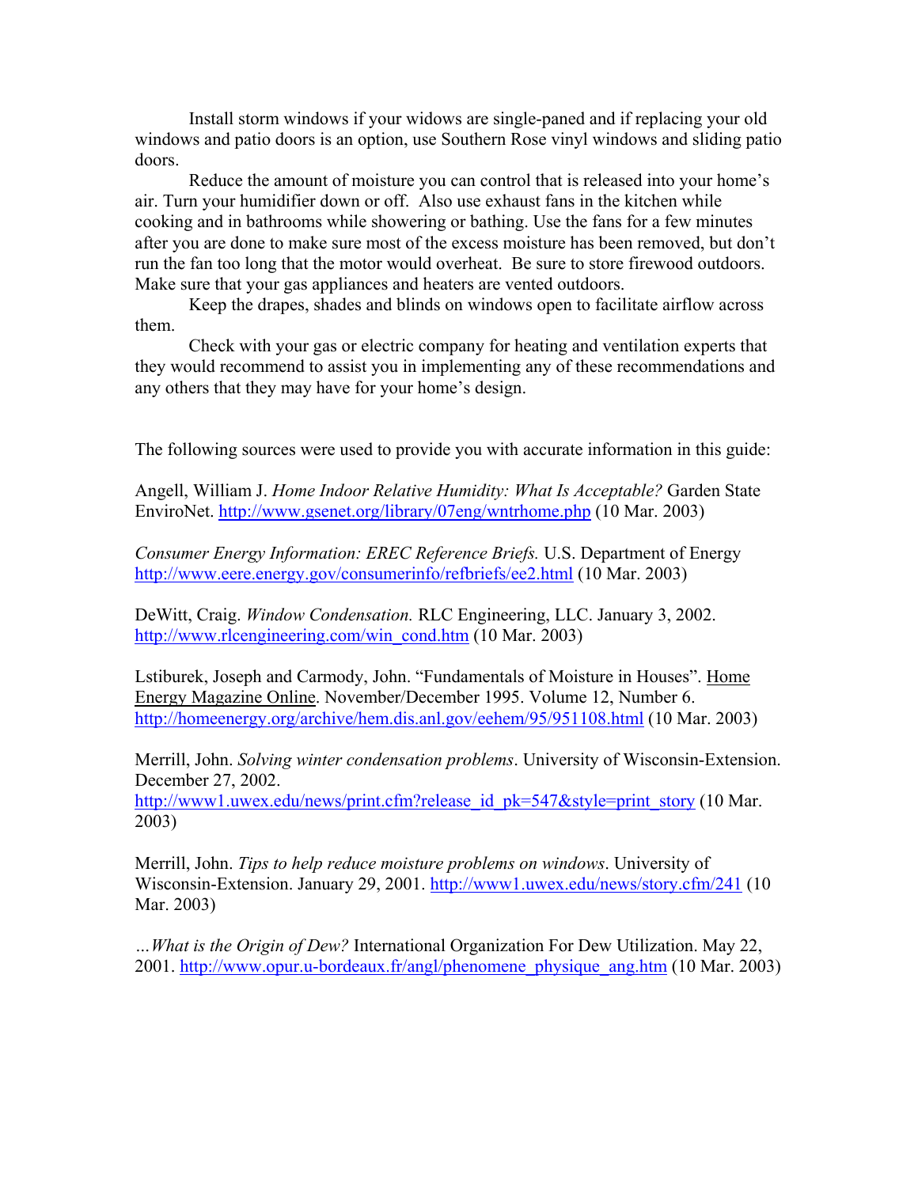Install storm windows if your widows are single-paned and if replacing your old windows and patio doors is an option, use Southern Rose vinyl windows and sliding patio doors.

Reduce the amount of moisture you can control that is released into your home's air. Turn your humidifier down or off. Also use exhaust fans in the kitchen while cooking and in bathrooms while showering or bathing. Use the fans for a few minutes after you are done to make sure most of the excess moisture has been removed, but don't run the fan too long that the motor would overheat. Be sure to store firewood outdoors. Make sure that your gas appliances and heaters are vented outdoors.

Keep the drapes, shades and blinds on windows open to facilitate airflow across them.

Check with your gas or electric company for heating and ventilation experts that they would recommend to assist you in implementing any of these recommendations and any others that they may have for your home's design.

The following sources were used to provide you with accurate information in this guide:

Angell, William J. *Home Indoor Relative Humidity: What Is Acceptable?* Garden State EnviroNet. http://www.gsenet.org/library/07eng/wntrhome.php (10 Mar. 2003)

*Consumer Energy Information: EREC Reference Briefs.* U.S. Department of Energy http://www.eere.energy.gov/consumerinfo/refbriefs/ee2.html (10 Mar. 2003)

DeWitt, Craig. *Window Condensation.* RLC Engineering, LLC. January 3, 2002. http://www.rlcengineering.com/win_cond.htm (10 Mar. 2003)

Lstiburek, Joseph and Carmody, John. "Fundamentals of Moisture in Houses". Home Energy Magazine Online. November/December 1995. Volume 12, Number 6. http://homeenergy.org/archive/hem.dis.anl.gov/eehem/95/951108.html (10 Mar. 2003)

Merrill, John. *Solving winter condensation problems*. University of Wisconsin-Extension. December 27, 2002. http://www1.uwex.edu/news/print.cfm?release_id_pk=547&style=print_story (10 Mar. 2003)

Merrill, John. *Tips to help reduce moisture problems on windows*. University of Wisconsin-Extension. January 29, 2001. http://www1.uwex.edu/news/story.cfm/241 (10 Mar. 2003)

*…What is the Origin of Dew?* International Organization For Dew Utilization. May 22, 2001. http://www.opur.u-bordeaux.fr/angl/phenomene_physique_ang.htm (10 Mar. 2003)